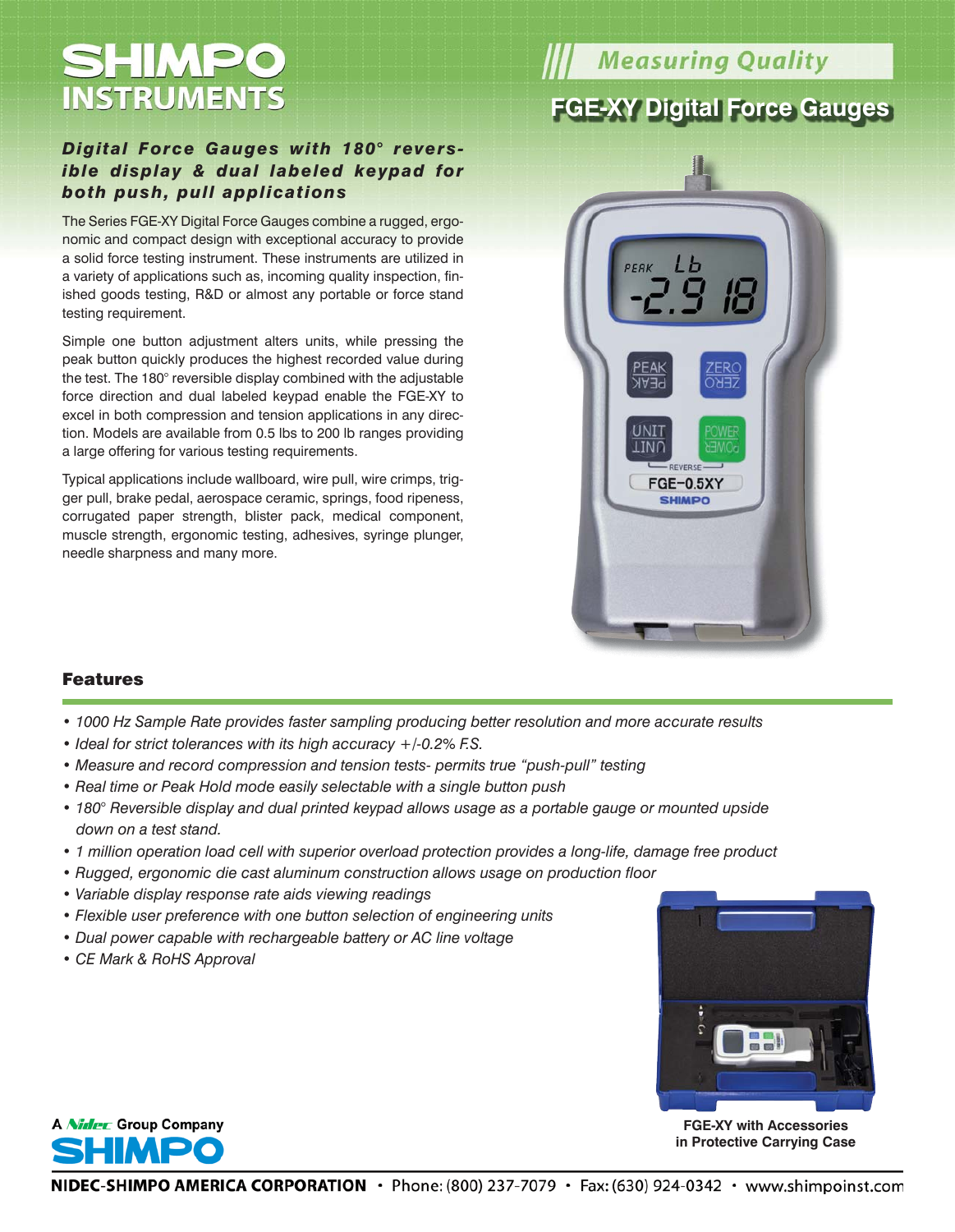# SHIMPO INSTRUMENTS

Measuring Quality

## FGE-XY Digital Force Gauges

### *Digital Force Gauges with 180° reversible display & dual labeled keypad for both push, pull applications*

The Series FGE-XY Digital Force Gauges combine a rugged, ergonomic and compact design with exceptional accuracy to provide a solid force testing instrument. These instruments are utilized in a variety of applications such as, incoming quality inspection, finished goods testing, R&D or almost any portable or force stand testing requirement.

Simple one button adjustment alters units, while pressing the peak button quickly produces the highest recorded value during the test. The 180° reversible display combined with the adjustable force direction and dual labeled keypad enable the FGE-XY to excel in both compression and tension applications in any direction. Models are available from 0.5 lbs to 200 lb ranges providing a large offering for various testing requirements.

Typical applications include wallboard, wire pull, wire crimps, trigger pull, brake pedal, aerospace ceramic, springs, food ripeness, corrugated paper strength, blister pack, medical component, muscle strength, ergonomic testing, adhesives, syringe plunger, needle sharpness and many more.

### Features

- *1000 Hz Sample Rate provides faster sampling producing better resolution and more accurate results*
- *Ideal for strict tolerances with its high accuracy +/-0.2% F.S.*
- *Measure and record compression and tension tests- permits true "push-pull" testing*
- *Real time or Peak Hold mode easily selectable with a single button push*
- *180° Reversible display and dual printed keypad allows usage as a portable gauge or mounted upside down on a test stand.*
- *1 million operation load cell with superior overload protection provides a long-life, damage free product*
- *Rugged, ergonomic die cast aluminum construction allows usage on production floor*
- *Variable display response rate aids viewing readings*
- *Flexible user preference with one button selection of engineering units*
- *Dual power capable with rechargeable battery or AC line voltage*
- *CE Mark & RoHS Approval*

**FGE-XY with Accessories in Protective Carrying Case**

A Nidec Group Company SHIMPO

**NIDEC-SHIMPO AMERICA CORPORATION** • Phone: (800) 237-7079 • Fax: (630) 924-0342 • www.shimpoinst.com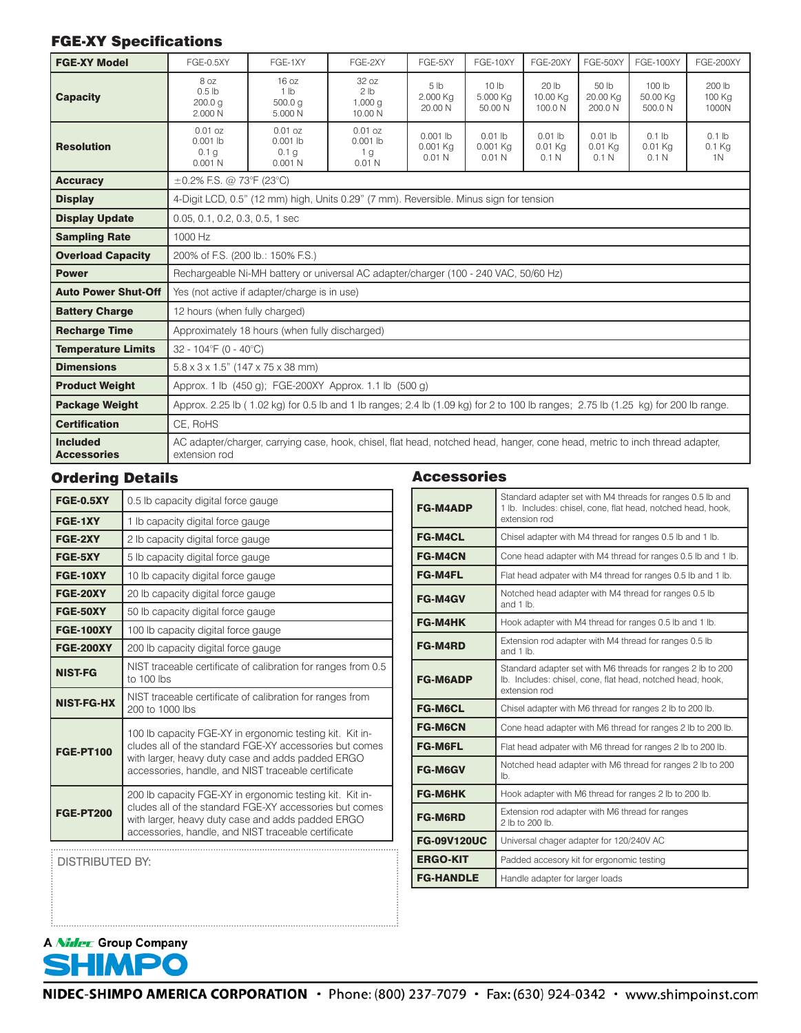## FGE-XY Specifications

| FGE-XY Model | FGE-0.5XY | FGE-1XY | FGE-2XY | FGE-5XY | FGE-10XY | FGE-20XY | FGE-50XY | FGE-100XY | FGE-200XY |
|---|---|---|---|---|---|---|---|---|---|
| **Capacity** | 8 oz<br>0.5 lb<br>200.0 g<br>2.000 N | 16 oz<br>1 lb<br>500.0 g<br>5.000 N | 32 oz<br>2 lb<br>1,000 g<br>10.00 N | 5 lb<br>2.000 Kg<br>20.00 N | 10 lb<br>5.000 Kg<br>50.00 N | 20 lb<br>10.00 Kg<br>100.0 N | 50 lb<br>20.00 Kg<br>200.0 N | 100 lb<br>50.00 Kg<br>500.0 N | 200 lb<br>100 Kg<br>1000N |
| **Resolution** | 0.01 oz<br>0.001 lb<br>0.1 g<br>0.001 N | 0.01 oz<br>0.001 lb<br>0.1 g<br>0.001 N | 0.01 oz<br>0.001 lb<br>1 g<br>0.01 N | 0.001 lb<br>0.001 Kg<br>0.01 N | 0.01 lb<br>0.001 Kg<br>0.01 N | 0.01 lb<br>0.01 Kg<br>0.1 N | 0.01 lb<br>0.01 Kg<br>0.1 N | 0.1 lb<br>0.01 Kg<br>0.1 N | 0.1 lb<br>0.1 Kg<br>1N |
| **Accuracy** | ±0.2% F.S. @ 73°F (23°C) | | | | | | | | |
| **Display** | 4-Digit LCD, 0.5" (12 mm) high, Units 0.29" (7 mm). Reversible. Minus sign for tension | | | | | | | | |
| **Display Update** | 0.05, 0.1, 0.2, 0.3, 0.5, 1 sec | | | | | | | | |
| **Sampling Rate** | 1000 Hz | | | | | | | | |
| **Overload Capacity** | 200% of F.S. (200 lb.: 150% F.S.) | | | | | | | | |
| **Power** | Rechargeable Ni-MH battery or universal AC adapter/charger (100 - 240 VAC, 50/60 Hz) | | | | | | | | |
| **Auto Power Shut-Off** | Yes (not active if adapter/charge is in use) | | | | | | | | |
| **Battery Charge** | 12 hours (when fully charged) | | | | | | | | |
| **Recharge Time** | Approximately 18 hours (when fully discharged) | | | | | | | | |
| **Temperature Limits** | 32 - 104°F (0 - 40°C) | | | | | | | | |
| **Dimensions** | 5.8 x 3 x 1.5" (147 x 75 x 38 mm) | | | | | | | | |
| **Product Weight** | Approx. 1 lb (450 g); FGE-200XY Approx. 1.1 lb (500 g) | | | | | | | | |
| **Package Weight** | Approx. 2.25 lb ( 1.02 kg) for 0.5 lb and 1 lb ranges; 2.4 lb (1.09 kg) for 2 to 100 lb ranges; 2.75 lb (1.25 kg) for 200 lb range. | | | | | | | | |
| **Certification** | CE, RoHS | | | | | | | | |
| **Included Accessories** | AC adapter/charger, carrying case, hook, chisel, flat head, notched head, hanger, cone head, metric to inch thread adapter, extension rod | | | | | | | | |

## Ordering Details

| | |
|---|---|
| **FGE-0.5XY** | 0.5 lb capacity digital force gauge |
| **FGE-1XY** | 1 lb capacity digital force gauge |
| **FGE-2XY** | 2 lb capacity digital force gauge |
| **FGE-5XY** | 5 lb capacity digital force gauge |
| **FGE-10XY** | 10 lb capacity digital force gauge |
| **FGE-20XY** | 20 lb capacity digital force gauge |
| **FGE-50XY** | 50 lb capacity digital force gauge |
| **FGE-100XY** | 100 lb capacity digital force gauge |
| **FGE-200XY** | 200 lb capacity digital force gauge |
| **NIST-FG** | NIST traceable certificate of calibration for ranges from 0.5 to 100 lbs |
| **NIST-FG-HX** | NIST traceable certificate of calibration for ranges from 200 to 1000 lbs |
| **FGE-PT100** | 100 lb capacity FGE-XY in ergonomic testing kit. Kit includes all of the standard FGE-XY accessories but comes with larger, heavy duty case and adds padded ERGO accessories, handle, and NIST traceable certificate |
| **FGE-PT200** | 200 lb capacity FGE-XY in ergonomic testing kit. Kit includes all of the standard FGE-XY accessories but comes with larger, heavy duty case and adds padded ERGO accessories, handle, and NIST traceable certificate |

DISTRIBUTED BY:

## Accessories

| | |
|---|---|
| **FG-M4ADP** | Standard adapter set with M4 threads for ranges 0.5 lb and 1 lb. Includes: chisel, cone, flat head, notched head, hook, extension rod |
| **FG-M4CL** | Chisel adapter with M4 thread for ranges 0.5 lb and 1 lb. |
| **FG-M4CN** | Cone head adapter with M4 thread for ranges 0.5 lb and 1 lb. |
| **FG-M4FL** | Flat head adpater with M4 thread for ranges 0.5 lb and 1 lb. |
| **FG-M4GV** | Notched head adapter with M4 thread for ranges 0.5 lb and 1 lb. |
| **FG-M4HK** | Hook adapter with M4 thread for ranges 0.5 lb and 1 lb. |
| **FG-M4RD** | Extension rod adapter with M4 thread for ranges 0.5 lb and 1 lb. |
| **FG-M6ADP** | Standard adapter set with M6 threads for ranges 2 lb to 200 lb. Includes: chisel, cone, flat head, notched head, hook, extension rod |
| **FG-M6CL** | Chisel adapter with M6 thread for ranges 2 lb to 200 lb. |
| **FG-M6CN** | Cone head adapter with M6 thread for ranges 2 lb to 200 lb. |
| **FG-M6FL** | Flat head adpater with M6 thread for ranges 2 lb to 200 lb. |
| **FG-M6GV** | Notched head adapter with M6 thread for ranges 2 lb to 200 lb. |
| **FG-M6HK** | Hook adapter with M6 thread for ranges 2 lb to 200 lb. |
| **FG-M6RD** | Extension rod adapter with M6 thread for ranges 2 lb to 200 lb. |
| **FG-09V120UC** | Universal chager adapter for 120/240V AC |
| **ERGO-KIT** | Padded accesory kit for ergonomic testing |
| **FG-HANDLE** | Handle adapter for larger loads |

A Nidec Group Company

SHIMPO

**NIDEC-SHIMPO AMERICA CORPORATION** • Phone: (800) 237-7079 • Fax: (630) 924-0342 • www.shimpoinst.com